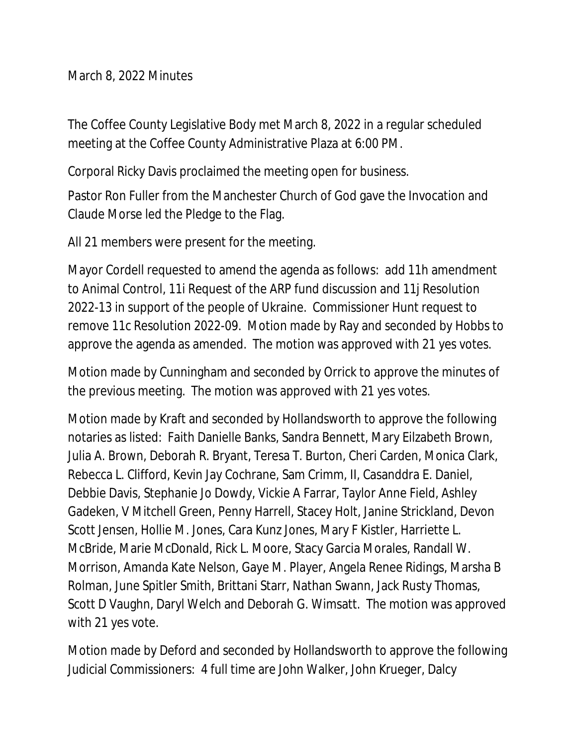March 8, 2022 Minutes

The Coffee County Legislative Body met March 8, 2022 in a regular scheduled meeting at the Coffee County Administrative Plaza at 6:00 PM.

Corporal Ricky Davis proclaimed the meeting open for business.

Pastor Ron Fuller from the Manchester Church of God gave the Invocation and Claude Morse led the Pledge to the Flag.

All 21 members were present for the meeting.

Mayor Cordell requested to amend the agenda as follows: add 11h amendment to Animal Control, 11i Request of the ARP fund discussion and 11j Resolution 2022-13 in support of the people of Ukraine. Commissioner Hunt request to remove 11c Resolution 2022-09. Motion made by Ray and seconded by Hobbs to approve the agenda as amended. The motion was approved with 21 yes votes.

Motion made by Cunningham and seconded by Orrick to approve the minutes of the previous meeting. The motion was approved with 21 yes votes.

Motion made by Kraft and seconded by Hollandsworth to approve the following notaries as listed: Faith Danielle Banks, Sandra Bennett, Mary Eilzabeth Brown, Julia A. Brown, Deborah R. Bryant, Teresa T. Burton, Cheri Carden, Monica Clark, Rebecca L. Clifford, Kevin Jay Cochrane, Sam Crimm, II, Casanddra E. Daniel, Debbie Davis, Stephanie Jo Dowdy, Vickie A Farrar, Taylor Anne Field, Ashley Gadeken, V Mitchell Green, Penny Harrell, Stacey Holt, Janine Strickland, Devon Scott Jensen, Hollie M. Jones, Cara Kunz Jones, Mary F Kistler, Harriette L. McBride, Marie McDonald, Rick L. Moore, Stacy Garcia Morales, Randall W. Morrison, Amanda Kate Nelson, Gaye M. Player, Angela Renee Ridings, Marsha B Rolman, June Spitler Smith, Brittani Starr, Nathan Swann, Jack Rusty Thomas, Scott D Vaughn, Daryl Welch and Deborah G. Wimsatt. The motion was approved with 21 yes vote.

Motion made by Deford and seconded by Hollandsworth to approve the following Judicial Commissioners: 4 full time are John Walker, John Krueger, Dalcy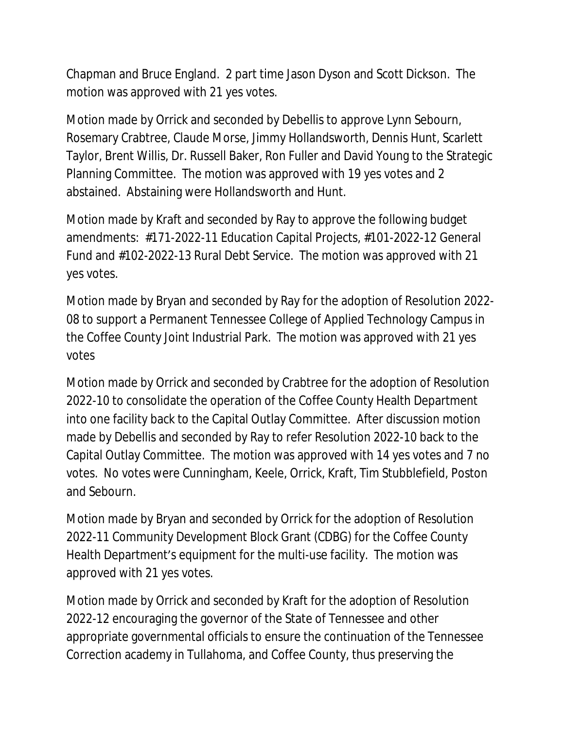Chapman and Bruce England. 2 part time Jason Dyson and Scott Dickson. The motion was approved with 21 yes votes.

Motion made by Orrick and seconded by Debellis to approve Lynn Sebourn, Rosemary Crabtree, Claude Morse, Jimmy Hollandsworth, Dennis Hunt, Scarlett Taylor, Brent Willis, Dr. Russell Baker, Ron Fuller and David Young to the Strategic Planning Committee. The motion was approved with 19 yes votes and 2 abstained. Abstaining were Hollandsworth and Hunt.

Motion made by Kraft and seconded by Ray to approve the following budget amendments: #171-2022-11 Education Capital Projects, #101-2022-12 General Fund and #102-2022-13 Rural Debt Service. The motion was approved with 21 yes votes.

Motion made by Bryan and seconded by Ray for the adoption of Resolution 2022-08 to support a Permanent Tennessee College of Applied Technology Campus in the Coffee County Joint Industrial Park. The motion was approved with 21 yes votes

Motion made by Orrick and seconded by Crabtree for the adoption of Resolution 2022-10 to consolidate the operation of the Coffee County Health Department into one facility back to the Capital Outlay Committee. After discussion motion made by Debellis and seconded by Ray to refer Resolution 2022-10 back to the Capital Outlay Committee. The motion was approved with 14 yes votes and 7 no votes. No votes were Cunningham, Keele, Orrick, Kraft, Tim Stubblefield, Poston and Sebourn.

Motion made by Bryan and seconded by Orrick for the adoption of Resolution 2022-11 Community Development Block Grant (CDBG) for the Coffee County Health Department's equipment for the multi-use facility. The motion was approved with 21 yes votes.

Motion made by Orrick and seconded by Kraft for the adoption of Resolution 2022-12 encouraging the governor of the State of Tennessee and other appropriate governmental officials to ensure the continuation of the Tennessee Correction academy in Tullahoma, and Coffee County, thus preserving the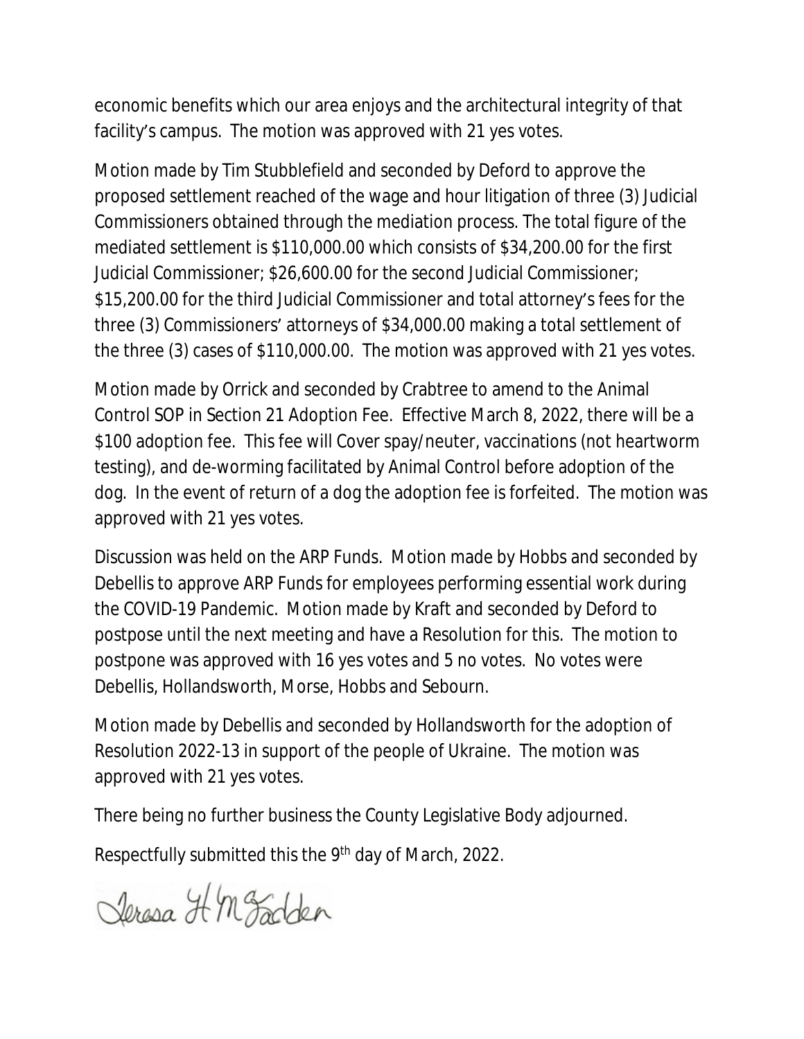economic benefits which our area enjoys and the architectural integrity of that facility's campus. The motion was approved with 21 yes votes.

Motion made by Tim Stubblefield and seconded by Deford to approve the proposed settlement reached of the wage and hour litigation of three (3) Judicial Commissioners obtained through the mediation process. The total figure of the mediated settlement is $110,000.00 which consists of $34,200.00 for the first Judicial Commissioner; $26,600.00 for the second Judicial Commissioner; $15,200.00 for the third Judicial Commissioner and total attorney's fees for the three (3) Commissioners' attorneys of $34,000.00 making a total settlement of the three (3) cases of $110,000.00. The motion was approved with 21 yes votes.

Motion made by Orrick and seconded by Crabtree to amend to the Animal Control SOP in Section 21 Adoption Fee. Effective March 8, 2022, there will be a $100 adoption fee. This fee will Cover spay/neuter, vaccinations (not heartworm testing), and de-worming facilitated by Animal Control before adoption of the dog. In the event of return of a dog the adoption fee is forfeited. The motion was approved with 21 yes votes.

Discussion was held on the ARP Funds. Motion made by Hobbs and seconded by Debellis to approve ARP Funds for employees performing essential work during the COVID-19 Pandemic. Motion made by Kraft and seconded by Deford to postpose until the next meeting and have a Resolution for this. The motion to postpone was approved with 16 yes votes and 5 no votes. No votes were Debellis, Hollandsworth, Morse, Hobbs and Sebourn.

Motion made by Debellis and seconded by Hollandsworth for the adoption of Resolution 2022-13 in support of the people of Ukraine. The motion was approved with 21 yes votes.

There being no further business the County Legislative Body adjourned.

Respectfully submitted this the 9th day of March, 2022.

Teresa H McFadden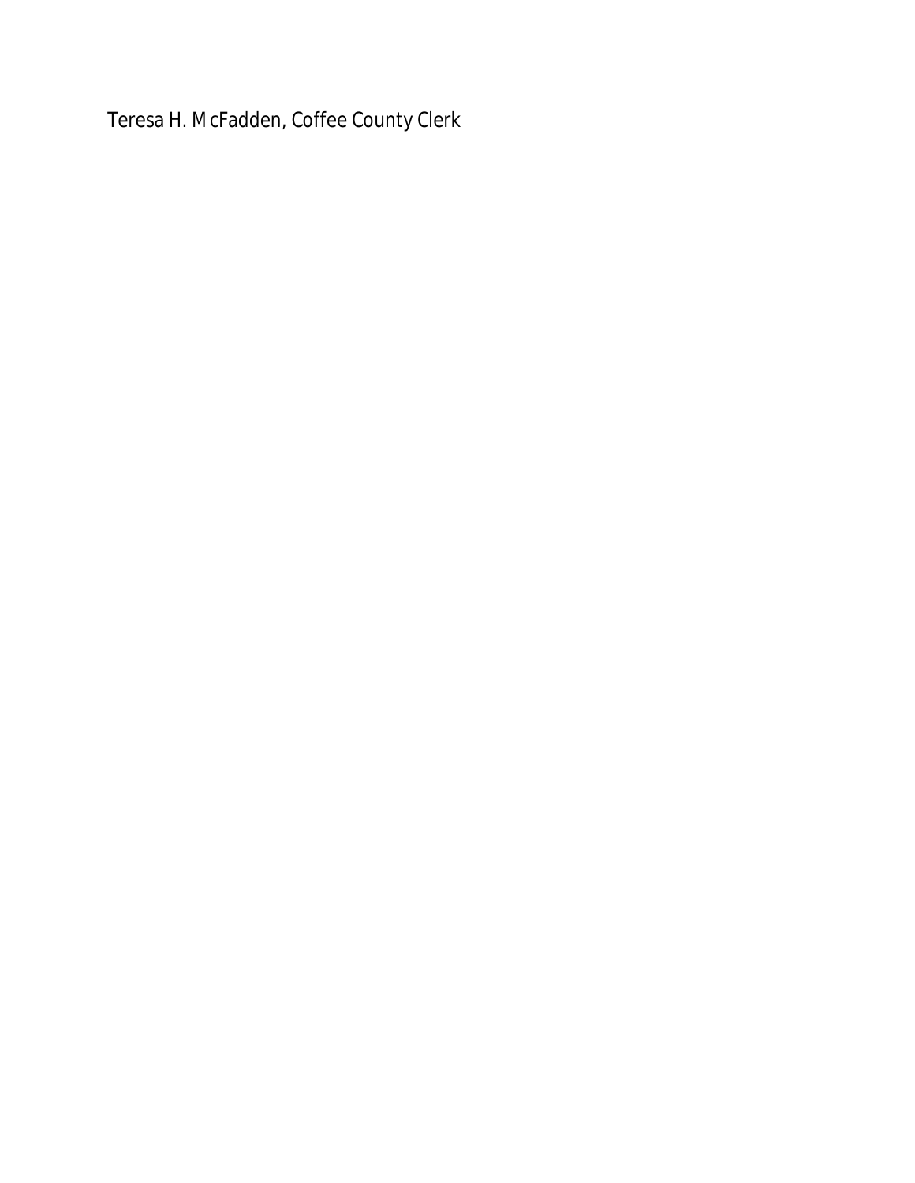Teresa H. McFadden, Coffee County Clerk